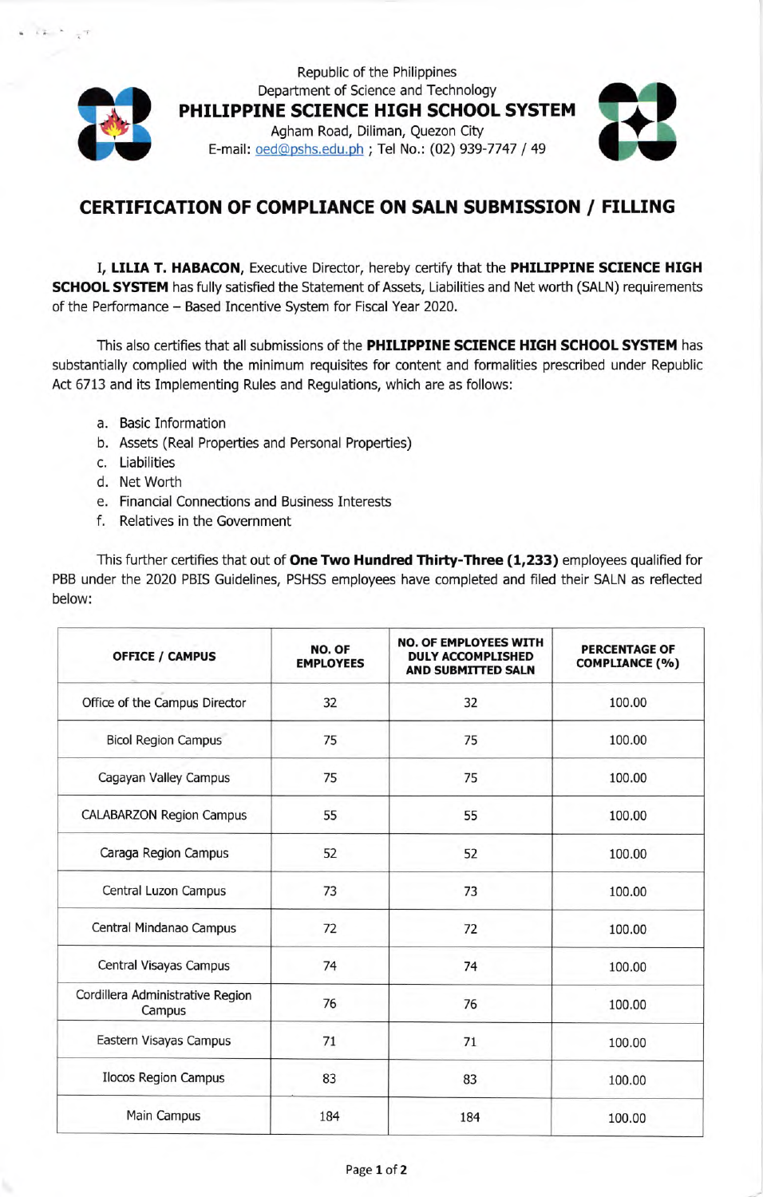Republic of the Philippines
Department of Science and Technology
**PHILIPPINE SCIENCE HIGH SCHOOL SYSTEM**
Agham Road, Diliman, Quezon City
E-mail: oed@pshs.edu.ph ; Tel No.: (02) 939-7747 / 49

# CERTIFICATION OF COMPLIANCE ON SALN SUBMISSION / FILLING

I, **LILIA T. HABACON**, Executive Director, hereby certify that the **PHILIPPINE SCIENCE HIGH SCHOOL SYSTEM** has fully satisfied the Statement of Assets, Liabilities and Net worth (SALN) requirements of the Performance – Based Incentive System for Fiscal Year 2020.

This also certifies that all submissions of the **PHILIPPINE SCIENCE HIGH SCHOOL SYSTEM** has substantially complied with the minimum requisites for content and formalities prescribed under Republic Act 6713 and its Implementing Rules and Regulations, which are as follows:

a. Basic Information
b. Assets (Real Properties and Personal Properties)
c. Liabilities
d. Net Worth
e. Financial Connections and Business Interests
f. Relatives in the Government

This further certifies that out of **One Two Hundred Thirty-Three (1,233)** employees qualified for PBB under the 2020 PBIS Guidelines, PSHSS employees have completed and filed their SALN as reflected below:

| OFFICE / CAMPUS | NO. OF EMPLOYEES | NO. OF EMPLOYEES WITH DULY ACCOMPLISHED AND SUBMITTED SALN | PERCENTAGE OF COMPLIANCE (%) |
|---|---|---|---|
| Office of the Campus Director | 32 | 32 | 100.00 |
| Bicol Region Campus | 75 | 75 | 100.00 |
| Cagayan Valley Campus | 75 | 75 | 100.00 |
| CALABARZON Region Campus | 55 | 55 | 100.00 |
| Caraga Region Campus | 52 | 52 | 100.00 |
| Central Luzon Campus | 73 | 73 | 100.00 |
| Central Mindanao Campus | 72 | 72 | 100.00 |
| Central Visayas Campus | 74 | 74 | 100.00 |
| Cordillera Administrative Region Campus | 76 | 76 | 100.00 |
| Eastern Visayas Campus | 71 | 71 | 100.00 |
| Ilocos Region Campus | 83 | 83 | 100.00 |
| Main Campus | 184 | 184 | 100.00 |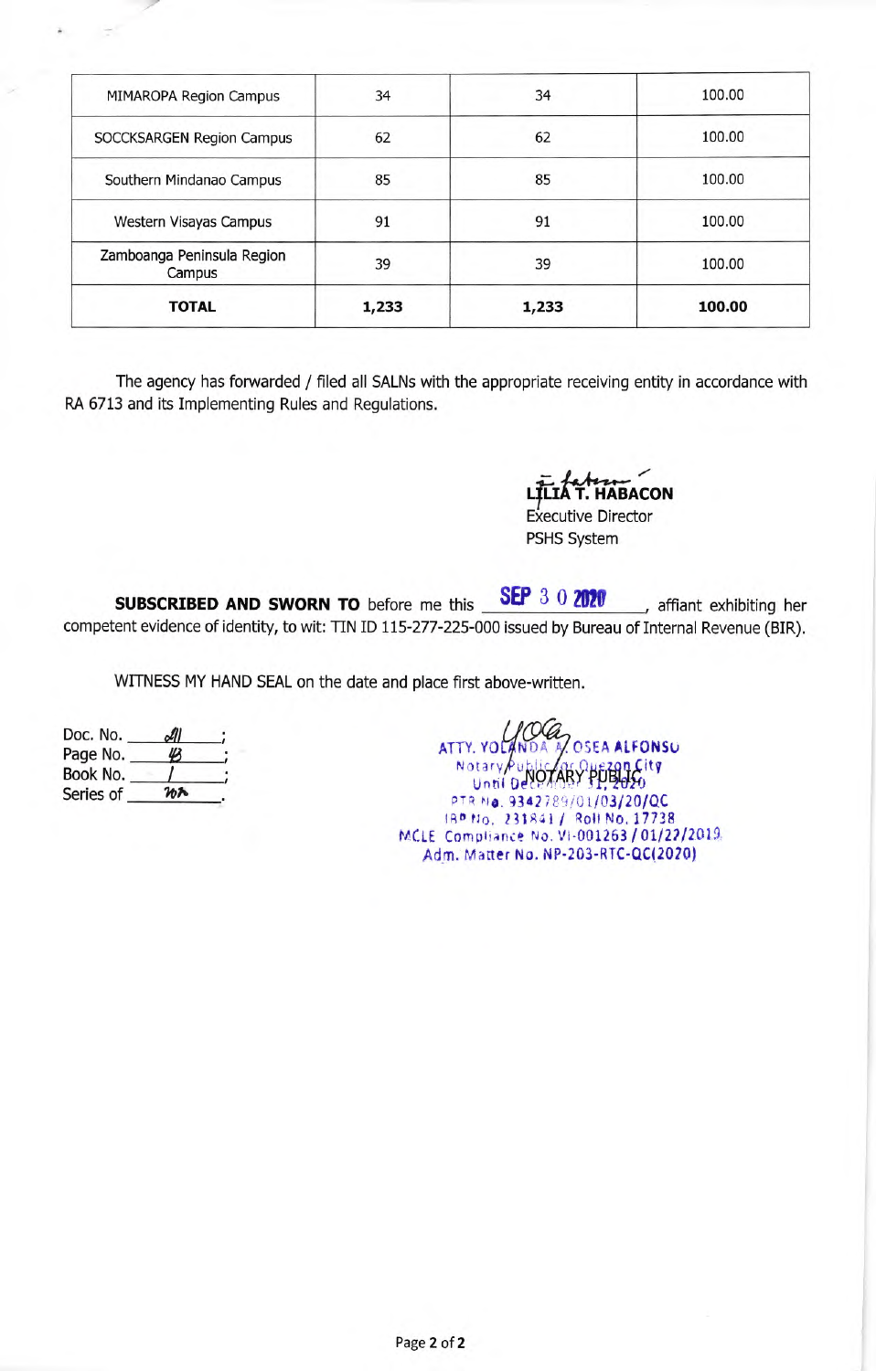| | | | |
|---|---|---|---|
| MIMAROPA Region Campus | 34 | 34 | 100.00 |
| SOCCKSARGEN Region Campus | 62 | 62 | 100.00 |
| Southern Mindanao Campus | 85 | 85 | 100.00 |
| Western Visayas Campus | 91 | 91 | 100.00 |
| Zamboanga Peninsula Region Campus | 39 | 39 | 100.00 |
| **TOTAL** | **1,233** | **1,233** | **100.00** |

The agency has forwarded / filed all SALNs with the appropriate receiving entity in accordance with RA 6713 and its Implementing Rules and Regulations.

**LILIA T. HABACON**
Executive Director
PSHS System

**SUBSCRIBED AND SWORN TO** before me this SEP 3 0 2020, affiant exhibiting her competent evidence of identity, to wit: TIN ID 115-277-225-000 issued by Bureau of Internal Revenue (BIR).

WITNESS MY HAND SEAL on the date and place first above-written.

Doc. No. 41;
Page No. 13;
Book No. 1;
Series of 2020.

ATTY. YOLANDA A. OSEA ALFONSO
Notary Public for Quezon City
NOTARY PUBLIC
Until December 31, 2020
PTR No. 9342789/01/03/20/QC
IBP No. 231841 / Roll No. 17738
MCLE Compliance No. VI-001263 / 01/22/2019
Adm. Matter No. NP-203-RTC-QC(2020)